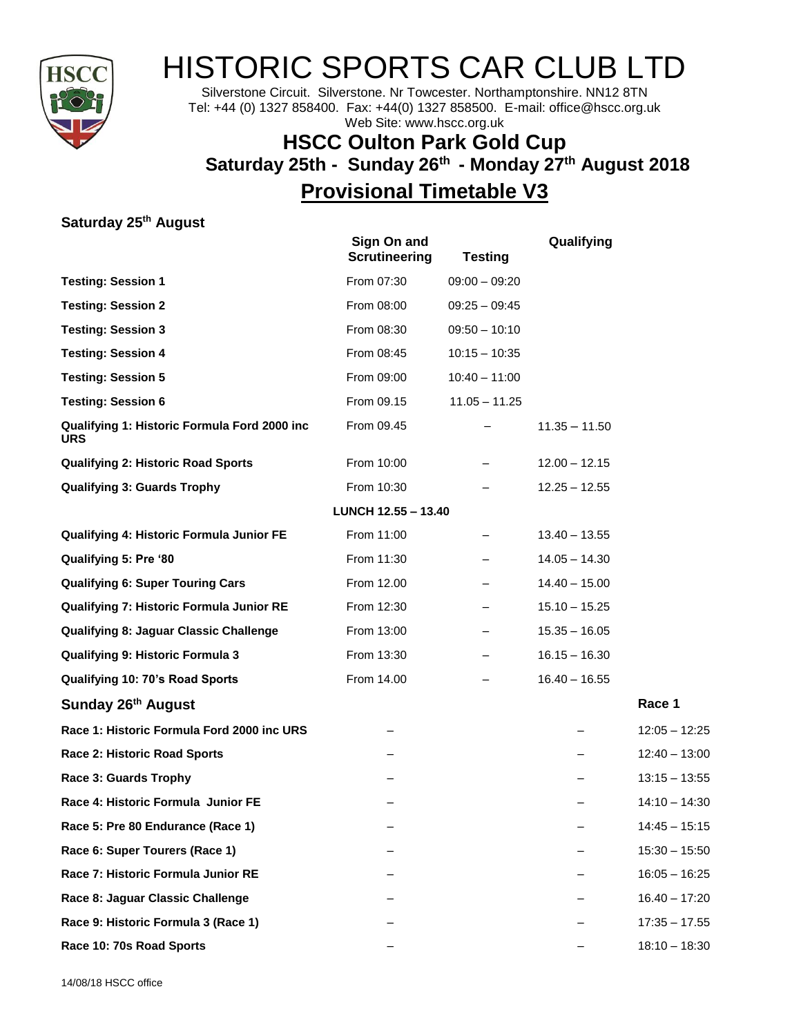# HISTORIC SPORTS CAR CLUB LTD

Silverstone Circuit. Silverstone. Nr Towcester. Northamptonshire. NN12 8TN
Tel: +44 (0) 1327 858400. Fax: +44(0) 1327 858500. E-mail: office@hscc.org.uk
Web Site: www.hscc.org.uk

## HSCC Oulton Park Gold Cup

### Saturday 25th - Sunday 26th - Monday 27th August 2018

## Provisional Timetable V3

**Saturday 25th August**

| | Sign On and Scrutineering | Testing | Qualifying | |
|---|---|---|---|---|
| **Testing: Session 1** | From 07:30 | 09:00 – 09:20 | | |
| **Testing: Session 2** | From 08:00 | 09:25 – 09:45 | | |
| **Testing: Session 3** | From 08:30 | 09:50 – 10:10 | | |
| **Testing: Session 4** | From 08:45 | 10:15 – 10:35 | | |
| **Testing: Session 5** | From 09:00 | 10:40 – 11:00 | | |
| **Testing: Session 6** | From 09.15 | 11.05 – 11.25 | | |
| **Qualifying 1: Historic Formula Ford 2000 inc URS** | From 09.45 | – | 11.35 – 11.50 | |
| **Qualifying 2: Historic Road Sports** | From 10:00 | – | 12.00 – 12.15 | |
| **Qualifying 3: Guards Trophy** | From 10:30 | – | 12.25 – 12.55 | |
| | **LUNCH 12.55 – 13.40** | | | |
| **Qualifying 4: Historic Formula Junior FE** | From 11:00 | – | 13.40 – 13.55 | |
| **Qualifying 5: Pre '80** | From 11:30 | – | 14.05 – 14.30 | |
| **Qualifying 6: Super Touring Cars** | From 12.00 | – | 14.40 – 15.00 | |
| **Qualifying 7: Historic Formula Junior RE** | From 12:30 | – | 15.10 – 15.25 | |
| **Qualifying 8: Jaguar Classic Challenge** | From 13:00 | – | 15.35 – 16.05 | |
| **Qualifying 9: Historic Formula 3** | From 13:30 | – | 16.15 – 16.30 | |
| **Qualifying 10: 70's Road Sports** | From 14.00 | – | 16.40 – 16.55 | |
| **Sunday 26th August** | | | | **Race 1** |
| **Race 1: Historic Formula Ford 2000 inc URS** | – | | – | 12:05 – 12:25 |
| **Race 2: Historic Road Sports** | – | | – | 12:40 – 13:00 |
| **Race 3: Guards Trophy** | – | | – | 13:15 – 13:55 |
| **Race 4: Historic Formula Junior FE** | – | | – | 14:10 – 14:30 |
| **Race 5: Pre 80 Endurance (Race 1)** | – | | – | 14:45 – 15:15 |
| **Race 6: Super Tourers (Race 1)** | – | | – | 15:30 – 15:50 |
| **Race 7: Historic Formula Junior RE** | – | | – | 16:05 – 16:25 |
| **Race 8: Jaguar Classic Challenge** | – | | – | 16.40 – 17:20 |
| **Race 9: Historic Formula 3 (Race 1)** | – | | – | 17:35 – 17.55 |
| **Race 10: 70s Road Sports** | – | | – | 18:10 – 18:30 |

14/08/18 HSCC office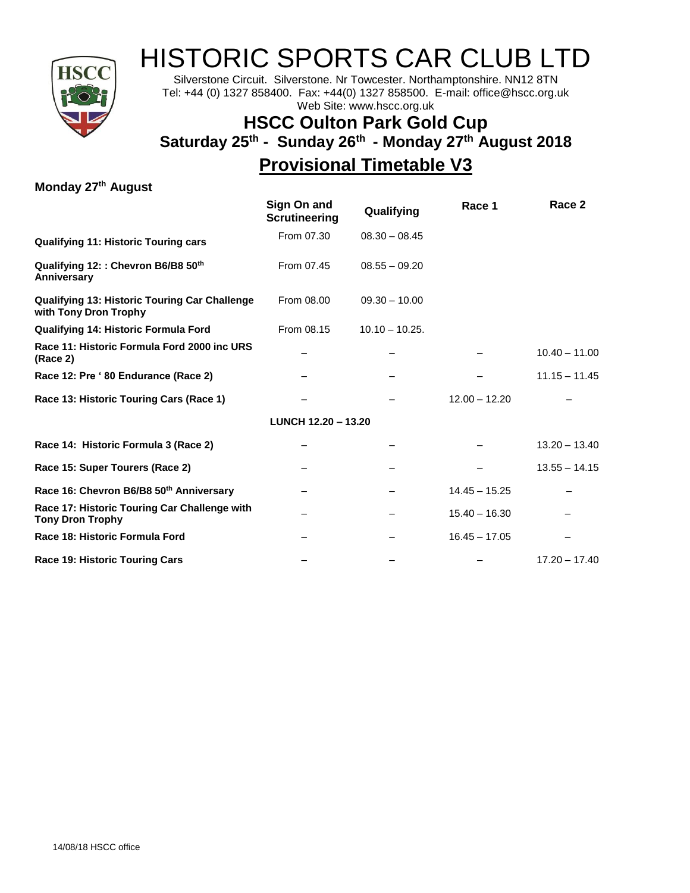# HISTORIC SPORTS CAR CLUB LTD

Silverstone Circuit. Silverstone. Nr Towcester. Northamptonshire. NN12 8TN
Tel: +44 (0) 1327 858400. Fax: +44(0) 1327 858500. E-mail: office@hscc.org.uk
Web Site: www.hscc.org.uk

## HSCC Oulton Park Gold Cup

### Saturday 25th - Sunday 26th - Monday 27th August 2018

## Provisional Timetable V3

**Monday 27th August**

| | Sign On and Scrutineering | Qualifying | Race 1 | Race 2 |
|---|---|---|---|---|
| **Qualifying 11: Historic Touring cars** | From 07.30 | 08.30 – 08.45 | | |
| **Qualifying 12: : Chevron B6/B8 50th Anniversary** | From 07.45 | 08.55 – 09.20 | | |
| **Qualifying 13: Historic Touring Car Challenge with Tony Dron Trophy** | From 08.00 | 09.30 – 10.00 | | |
| **Qualifying 14: Historic Formula Ford** | From 08.15 | 10.10 – 10.25. | | |
| **Race 11: Historic Formula Ford 2000 inc URS (Race 2)** | – | – | – | 10.40 – 11.00 |
| **Race 12: Pre ' 80 Endurance (Race 2)** | – | – | – | 11.15 – 11.45 |
| **Race 13: Historic Touring Cars (Race 1)** | – | – | 12.00 – 12.20 | – |
| | **LUNCH 12.20 – 13.20** | | | |
| **Race 14: Historic Formula 3 (Race 2)** | – | – | – | 13.20 – 13.40 |
| **Race 15: Super Tourers (Race 2)** | – | – | – | 13.55 – 14.15 |
| **Race 16: Chevron B6/B8 50th Anniversary** | – | – | 14.45 – 15.25 | – |
| **Race 17: Historic Touring Car Challenge with Tony Dron Trophy** | – | – | 15.40 – 16.30 | – |
| **Race 18: Historic Formula Ford** | – | – | 16.45 – 17.05 | – |
| **Race 19: Historic Touring Cars** | – | – | – | 17.20 – 17.40 |

14/08/18 HSCC office